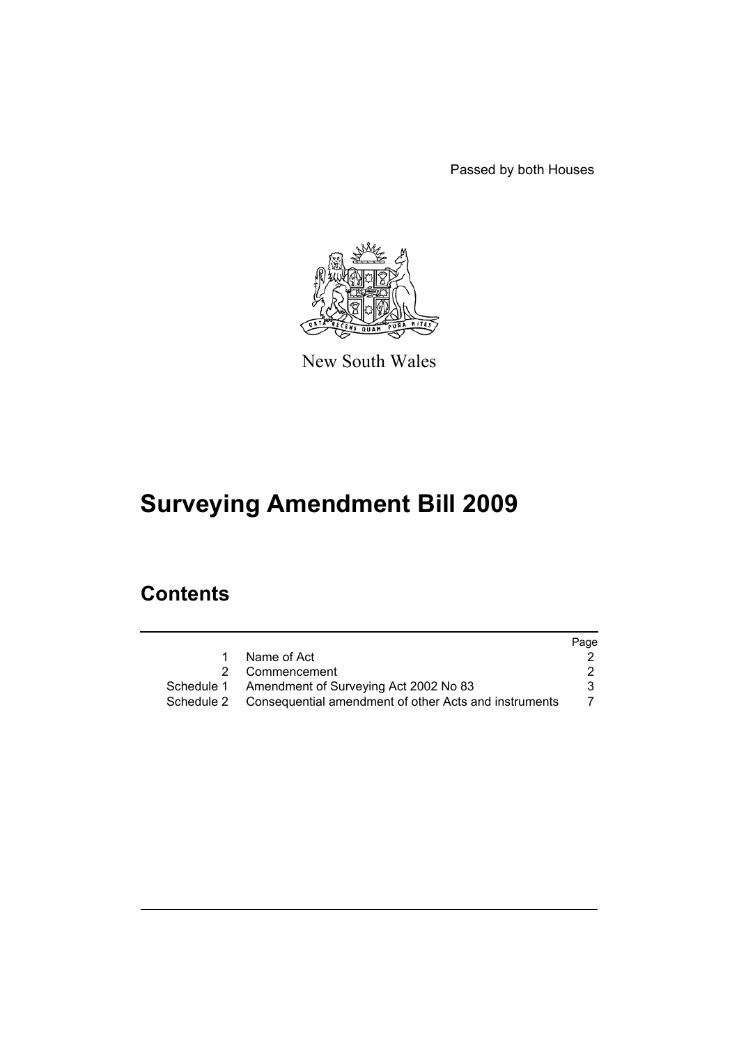Passed by both Houses

New South Wales

# Surveying Amendment Bill 2009

## Contents

| | | Page |
|---|---|---|
| 1 | Name of Act | 2 |
| 2 | Commencement | 2 |
| Schedule 1 | Amendment of Surveying Act 2002 No 83 | 3 |
| Schedule 2 | Consequential amendment of other Acts and instruments | 7 |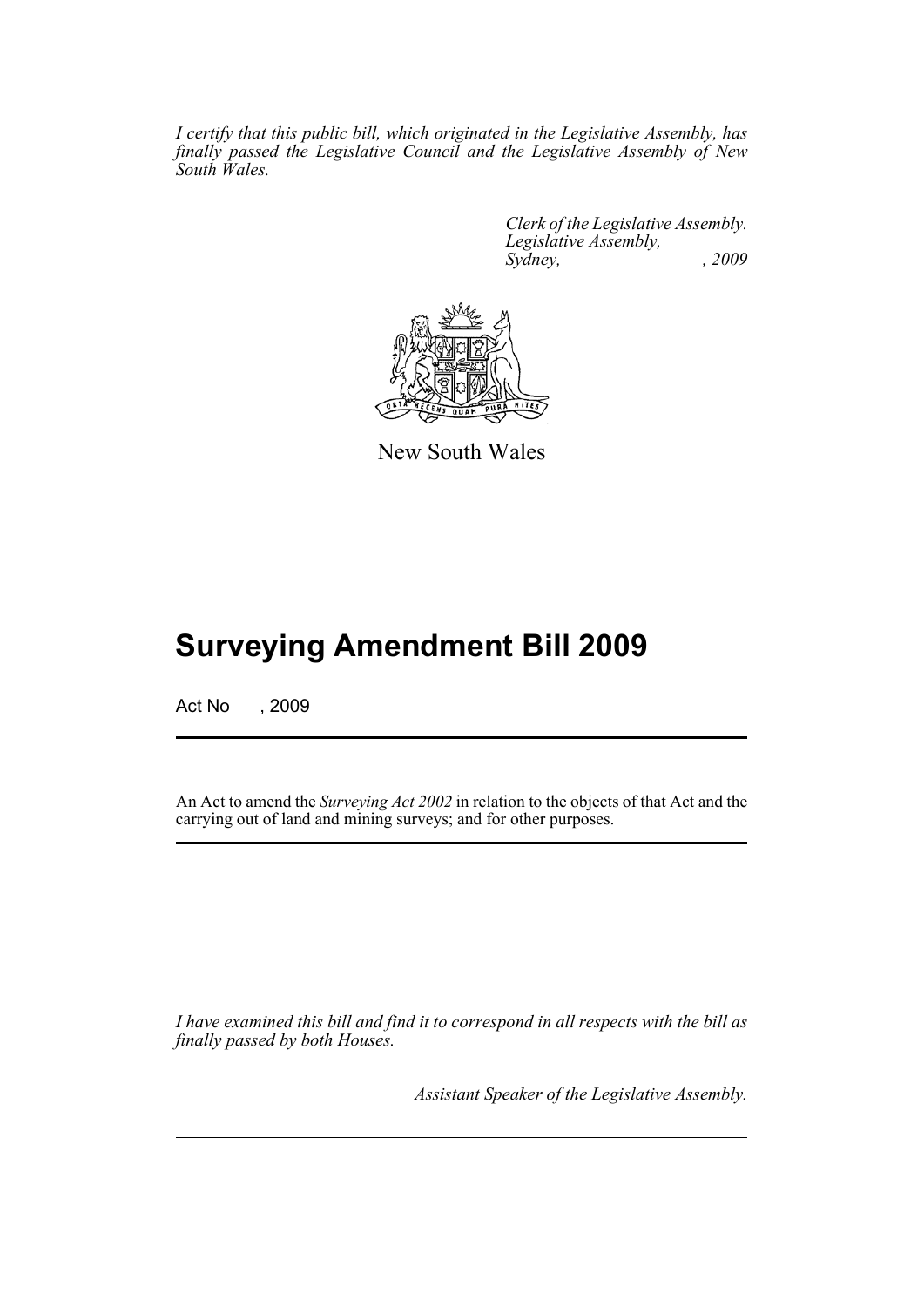*I certify that this public bill, which originated in the Legislative Assembly, has finally passed the Legislative Council and the Legislative Assembly of New South Wales.*

*Clerk of the Legislative Assembly.*
*Legislative Assembly,*
*Sydney, , 2009*

New South Wales

# Surveying Amendment Bill 2009

Act No , 2009

An Act to amend the *Surveying Act 2002* in relation to the objects of that Act and the carrying out of land and mining surveys; and for other purposes.

*I have examined this bill and find it to correspond in all respects with the bill as finally passed by both Houses.*

*Assistant Speaker of the Legislative Assembly.*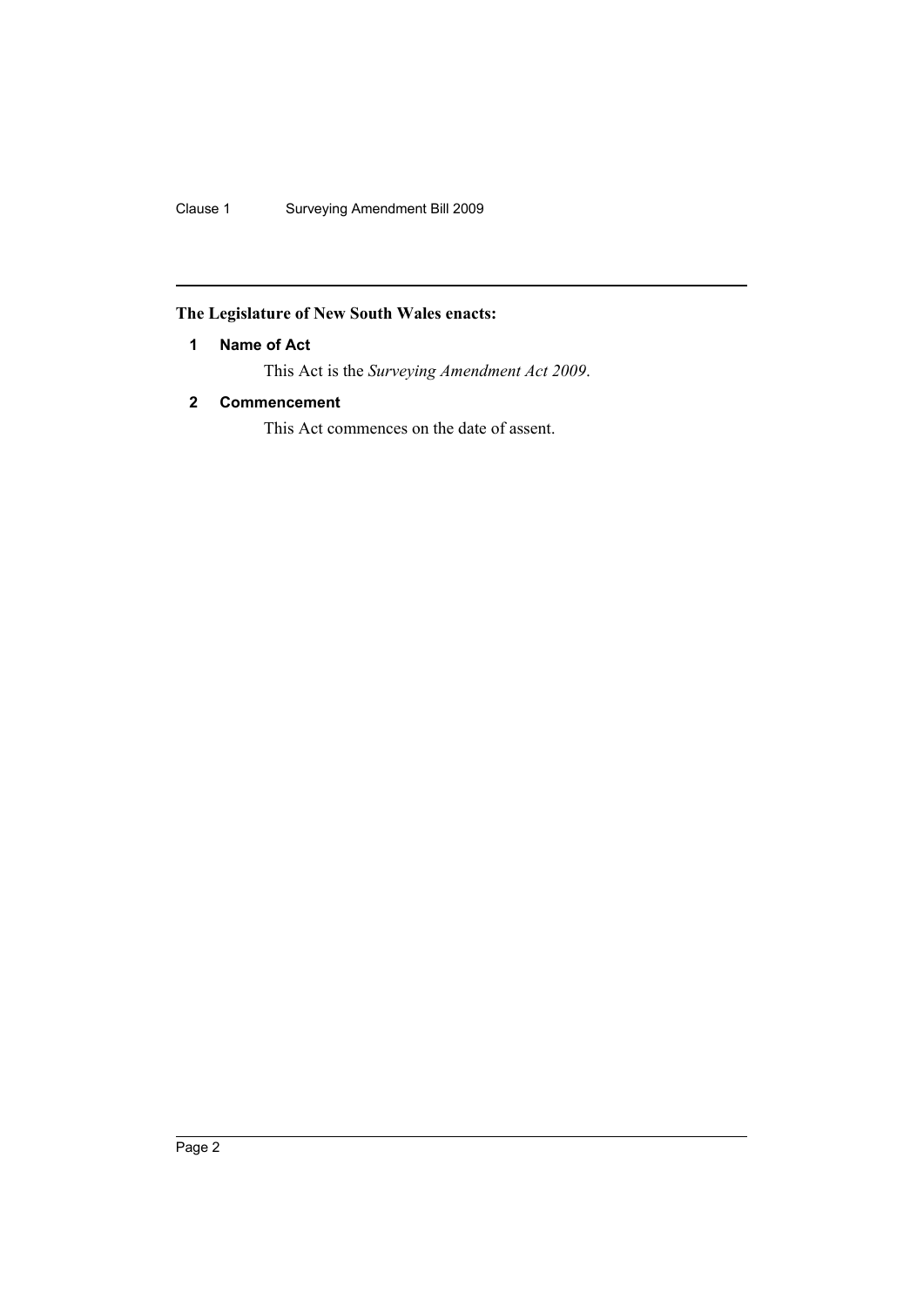## The Legislature of New South Wales enacts:

### 1 Name of Act

This Act is the *Surveying Amendment Act 2009*.

### 2 Commencement

This Act commences on the date of assent.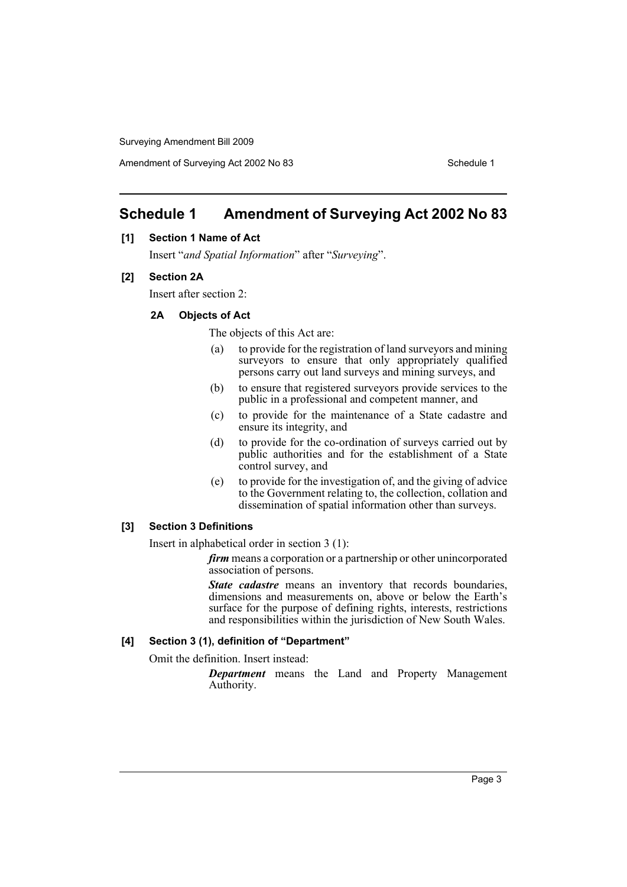## Schedule 1 Amendment of Surveying Act 2002 No 83

**[1] Section 1 Name of Act**

Insert "*and Spatial Information*" after "*Surveying*".

**[2] Section 2A**

Insert after section 2:

**2A Objects of Act**

The objects of this Act are:

(a) to provide for the registration of land surveyors and mining surveyors to ensure that only appropriately qualified persons carry out land surveys and mining surveys, and

(b) to ensure that registered surveyors provide services to the public in a professional and competent manner, and

(c) to provide for the maintenance of a State cadastre and ensure its integrity, and

(d) to provide for the co-ordination of surveys carried out by public authorities and for the establishment of a State control survey, and

(e) to provide for the investigation of, and the giving of advice to the Government relating to, the collection, collation and dissemination of spatial information other than surveys.

**[3] Section 3 Definitions**

Insert in alphabetical order in section 3 (1):

***firm*** means a corporation or a partnership or other unincorporated association of persons.

***State cadastre*** means an inventory that records boundaries, dimensions and measurements on, above or below the Earth's surface for the purpose of defining rights, interests, restrictions and responsibilities within the jurisdiction of New South Wales.

**[4] Section 3 (1), definition of "Department"**

Omit the definition. Insert instead:

***Department*** means the Land and Property Management Authority.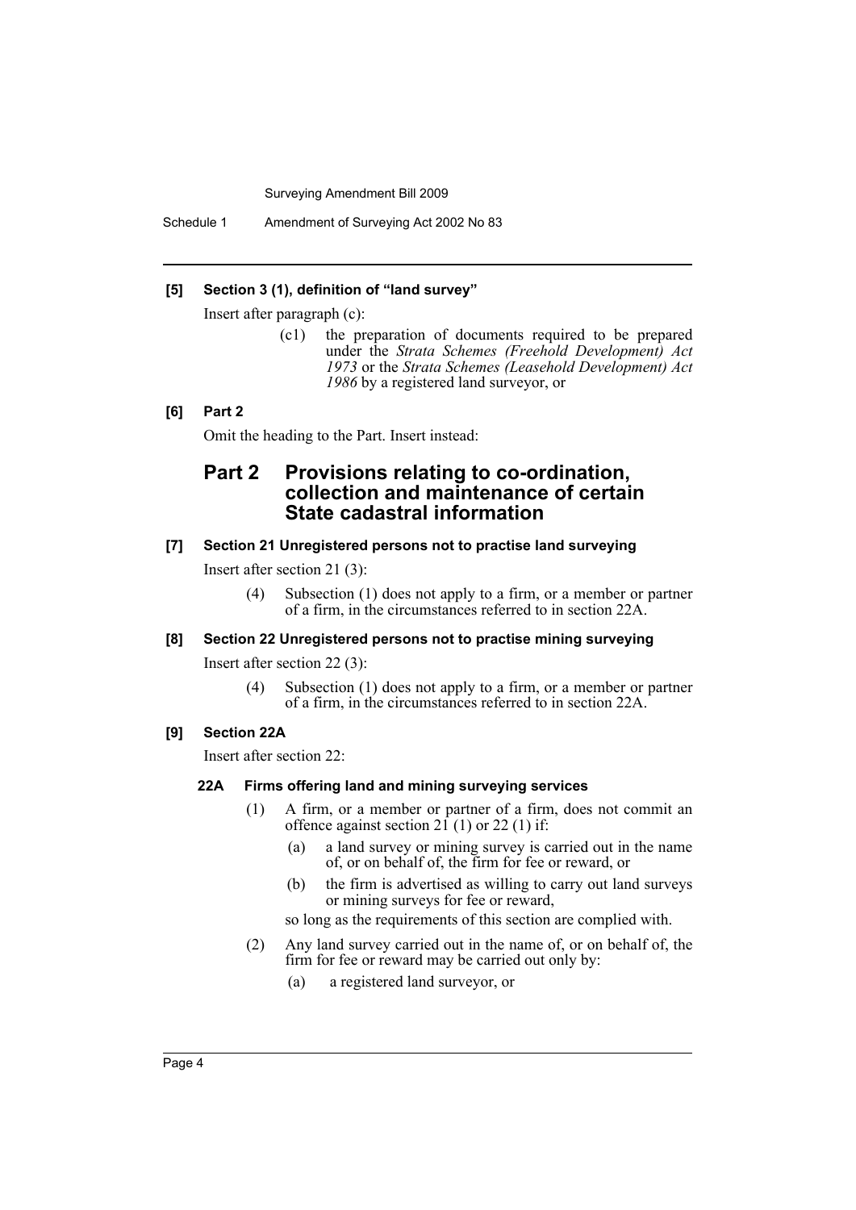**[5] Section 3 (1), definition of "land survey"**

Insert after paragraph (c):

> (c1) the preparation of documents required to be prepared under the *Strata Schemes (Freehold Development) Act 1973* or the *Strata Schemes (Leasehold Development) Act 1986* by a registered land surveyor, or

**[6] Part 2**

Omit the heading to the Part. Insert instead:

## Part 2 Provisions relating to co-ordination, collection and maintenance of certain State cadastral information

**[7] Section 21 Unregistered persons not to practise land surveying**

Insert after section 21 (3):

> (4) Subsection (1) does not apply to a firm, or a member or partner of a firm, in the circumstances referred to in section 22A.

**[8] Section 22 Unregistered persons not to practise mining surveying**

Insert after section 22 (3):

> (4) Subsection (1) does not apply to a firm, or a member or partner of a firm, in the circumstances referred to in section 22A.

**[9] Section 22A**

Insert after section 22:

### 22A Firms offering land and mining surveying services

(1) A firm, or a member or partner of a firm, does not commit an offence against section 21 (1) or 22 (1) if:

- (a) a land survey or mining survey is carried out in the name of, or on behalf of, the firm for fee or reward, or
- (b) the firm is advertised as willing to carry out land surveys or mining surveys for fee or reward,

so long as the requirements of this section are complied with.

(2) Any land survey carried out in the name of, or on behalf of, the firm for fee or reward may be carried out only by:

- (a) a registered land surveyor, or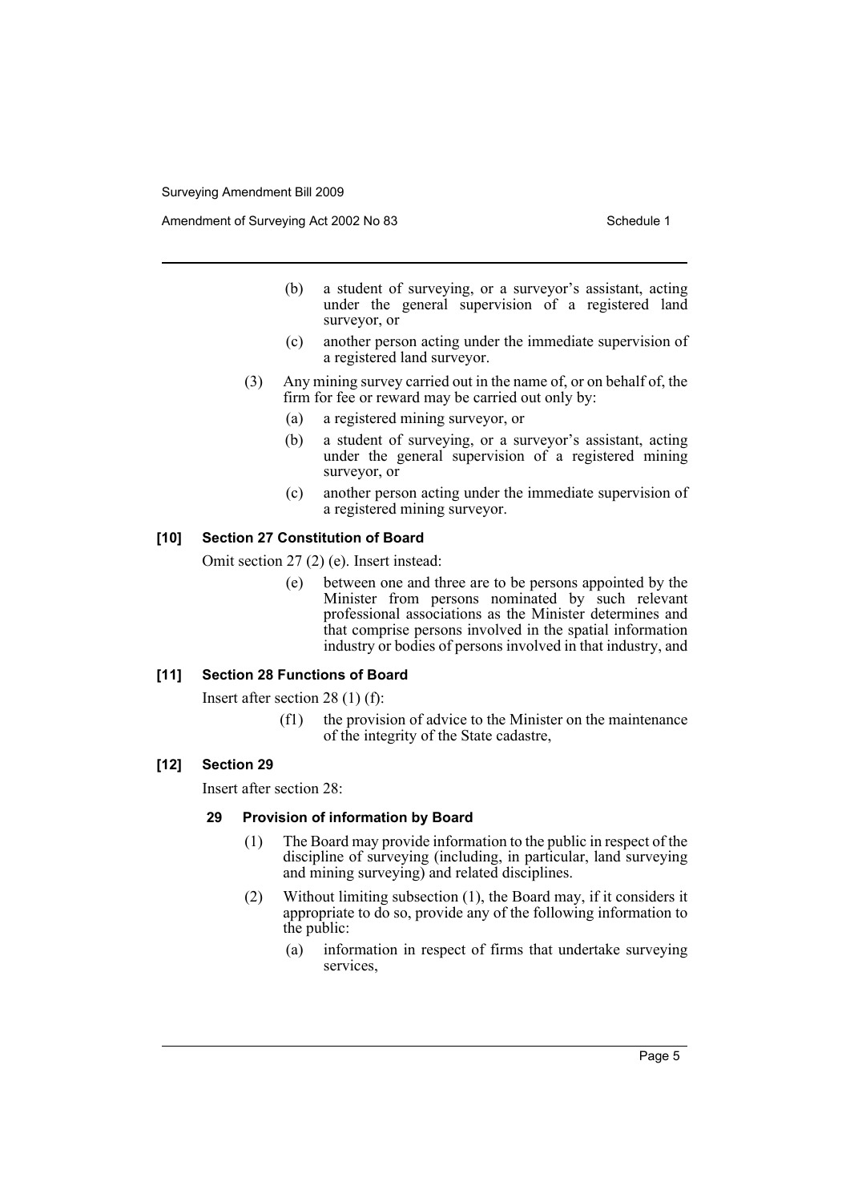(b) a student of surveying, or a surveyor's assistant, acting under the general supervision of a registered land surveyor, or

(c) another person acting under the immediate supervision of a registered land surveyor.

(3) Any mining survey carried out in the name of, or on behalf of, the firm for fee or reward may be carried out only by:

(a) a registered mining surveyor, or

(b) a student of surveying, or a surveyor's assistant, acting under the general supervision of a registered mining surveyor, or

(c) another person acting under the immediate supervision of a registered mining surveyor.

#### [10] Section 27 Constitution of Board

Omit section 27 (2) (e). Insert instead:

(e) between one and three are to be persons appointed by the Minister from persons nominated by such relevant professional associations as the Minister determines and that comprise persons involved in the spatial information industry or bodies of persons involved in that industry, and

#### [11] Section 28 Functions of Board

Insert after section 28 (1) (f):

(f1) the provision of advice to the Minister on the maintenance of the integrity of the State cadastre,

#### [12] Section 29

Insert after section 28:

**29 Provision of information by Board**

(1) The Board may provide information to the public in respect of the discipline of surveying (including, in particular, land surveying and mining surveying) and related disciplines.

(2) Without limiting subsection (1), the Board may, if it considers it appropriate to do so, provide any of the following information to the public:

(a) information in respect of firms that undertake surveying services,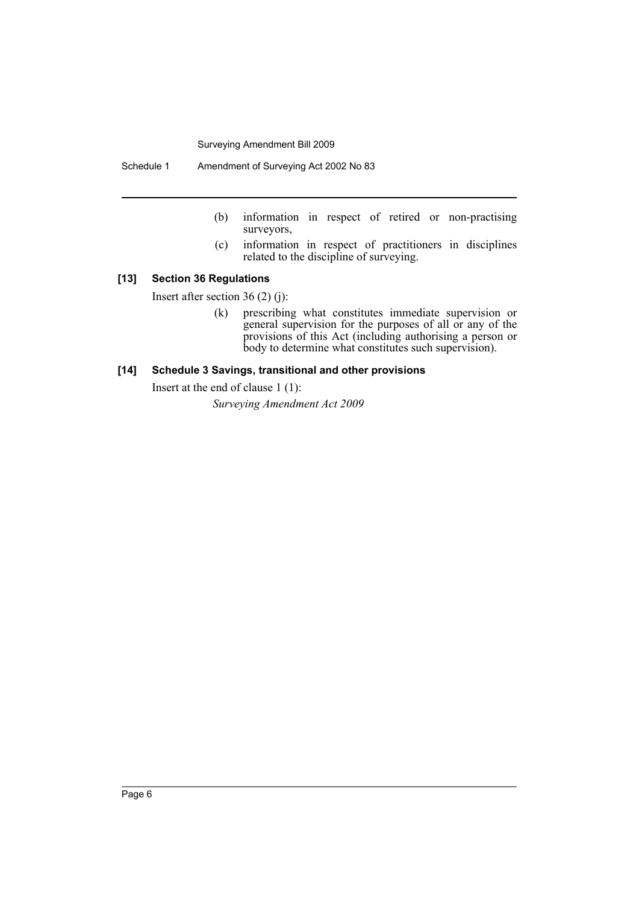(b) information in respect of retired or non-practising surveyors,

(c) information in respect of practitioners in disciplines related to the discipline of surveying.

### [13] Section 36 Regulations

Insert after section 36 (2) (j):

> (k) prescribing what constitutes immediate supervision or general supervision for the purposes of all or any of the provisions of this Act (including authorising a person or body to determine what constitutes such supervision).

### [14] Schedule 3 Savings, transitional and other provisions

Insert at the end of clause 1 (1):

> *Surveying Amendment Act 2009*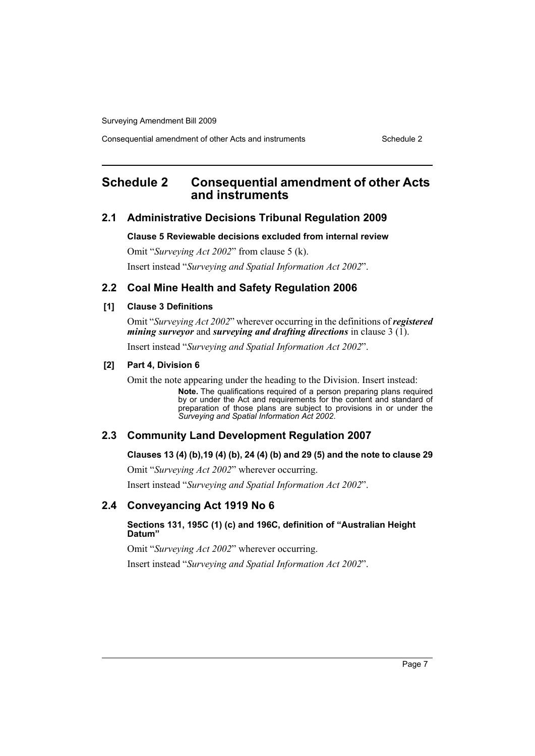# Schedule 2 Consequential amendment of other Acts and instruments

## 2.1 Administrative Decisions Tribunal Regulation 2009

**Clause 5 Reviewable decisions excluded from internal review**

Omit "*Surveying Act 2002*" from clause 5 (k).

Insert instead "*Surveying and Spatial Information Act 2002*".

## 2.2 Coal Mine Health and Safety Regulation 2006

**[1] Clause 3 Definitions**

Omit "*Surveying Act 2002*" wherever occurring in the definitions of ***registered mining surveyor*** and ***surveying and drafting directions*** in clause 3 (1).

Insert instead "*Surveying and Spatial Information Act 2002*".

**[2] Part 4, Division 6**

Omit the note appearing under the heading to the Division. Insert instead:

> **Note.** The qualifications required of a person preparing plans required by or under the Act and requirements for the content and standard of preparation of those plans are subject to provisions in or under the *Surveying and Spatial Information Act 2002*.

## 2.3 Community Land Development Regulation 2007

**Clauses 13 (4) (b),19 (4) (b), 24 (4) (b) and 29 (5) and the note to clause 29**

Omit "*Surveying Act 2002*" wherever occurring.

Insert instead "*Surveying and Spatial Information Act 2002*".

## 2.4 Conveyancing Act 1919 No 6

**Sections 131, 195C (1) (c) and 196C, definition of "Australian Height Datum"**

Omit "*Surveying Act 2002*" wherever occurring.

Insert instead "*Surveying and Spatial Information Act 2002*".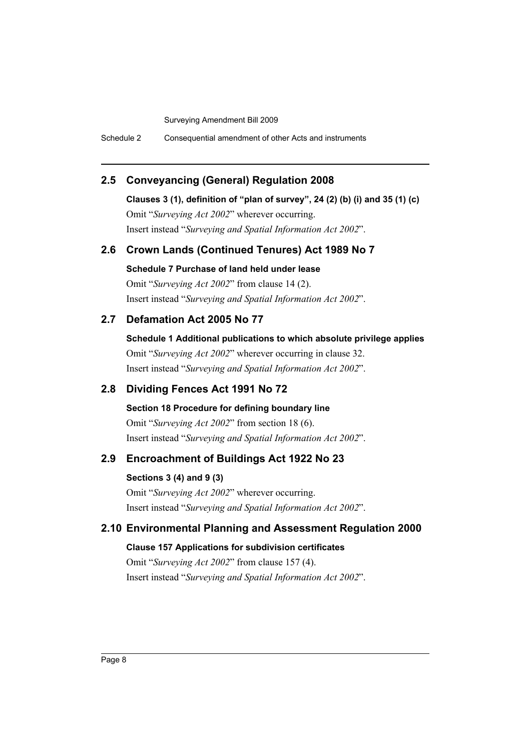## 2.5 Conveyancing (General) Regulation 2008

**Clauses 3 (1), definition of "plan of survey", 24 (2) (b) (i) and 35 (1) (c)**

Omit "*Surveying Act 2002*" wherever occurring.

Insert instead "*Surveying and Spatial Information Act 2002*".

## 2.6 Crown Lands (Continued Tenures) Act 1989 No 7

**Schedule 7 Purchase of land held under lease**

Omit "*Surveying Act 2002*" from clause 14 (2).

Insert instead "*Surveying and Spatial Information Act 2002*".

## 2.7 Defamation Act 2005 No 77

**Schedule 1 Additional publications to which absolute privilege applies**

Omit "*Surveying Act 2002*" wherever occurring in clause 32.

Insert instead "*Surveying and Spatial Information Act 2002*".

## 2.8 Dividing Fences Act 1991 No 72

**Section 18 Procedure for defining boundary line**

Omit "*Surveying Act 2002*" from section 18 (6).

Insert instead "*Surveying and Spatial Information Act 2002*".

## 2.9 Encroachment of Buildings Act 1922 No 23

**Sections 3 (4) and 9 (3)**

Omit "*Surveying Act 2002*" wherever occurring.

Insert instead "*Surveying and Spatial Information Act 2002*".

## 2.10 Environmental Planning and Assessment Regulation 2000

**Clause 157 Applications for subdivision certificates**

Omit "*Surveying Act 2002*" from clause 157 (4).

Insert instead "*Surveying and Spatial Information Act 2002*".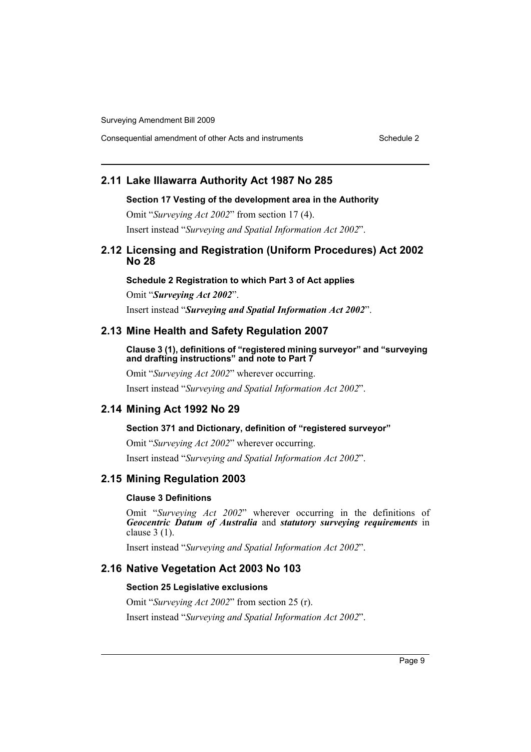## 2.11 Lake Illawarra Authority Act 1987 No 285

**Section 17 Vesting of the development area in the Authority**

Omit "*Surveying Act 2002*" from section 17 (4).

Insert instead "*Surveying and Spatial Information Act 2002*".

## 2.12 Licensing and Registration (Uniform Procedures) Act 2002 No 28

**Schedule 2 Registration to which Part 3 of Act applies**

Omit "***Surveying Act 2002***".

Insert instead "***Surveying and Spatial Information Act 2002***".

## 2.13 Mine Health and Safety Regulation 2007

**Clause 3 (1), definitions of "registered mining surveyor" and "surveying and drafting instructions" and note to Part 7**

Omit "*Surveying Act 2002*" wherever occurring.

Insert instead "*Surveying and Spatial Information Act 2002*".

## 2.14 Mining Act 1992 No 29

**Section 371 and Dictionary, definition of "registered surveyor"**

Omit "*Surveying Act 2002*" wherever occurring.

Insert instead "*Surveying and Spatial Information Act 2002*".

## 2.15 Mining Regulation 2003

**Clause 3 Definitions**

Omit "*Surveying Act 2002*" wherever occurring in the definitions of ***Geocentric Datum of Australia*** and ***statutory surveying requirements*** in clause 3 (1).

Insert instead "*Surveying and Spatial Information Act 2002*".

## 2.16 Native Vegetation Act 2003 No 103

**Section 25 Legislative exclusions**

Omit "*Surveying Act 2002*" from section 25 (r).

Insert instead "*Surveying and Spatial Information Act 2002*".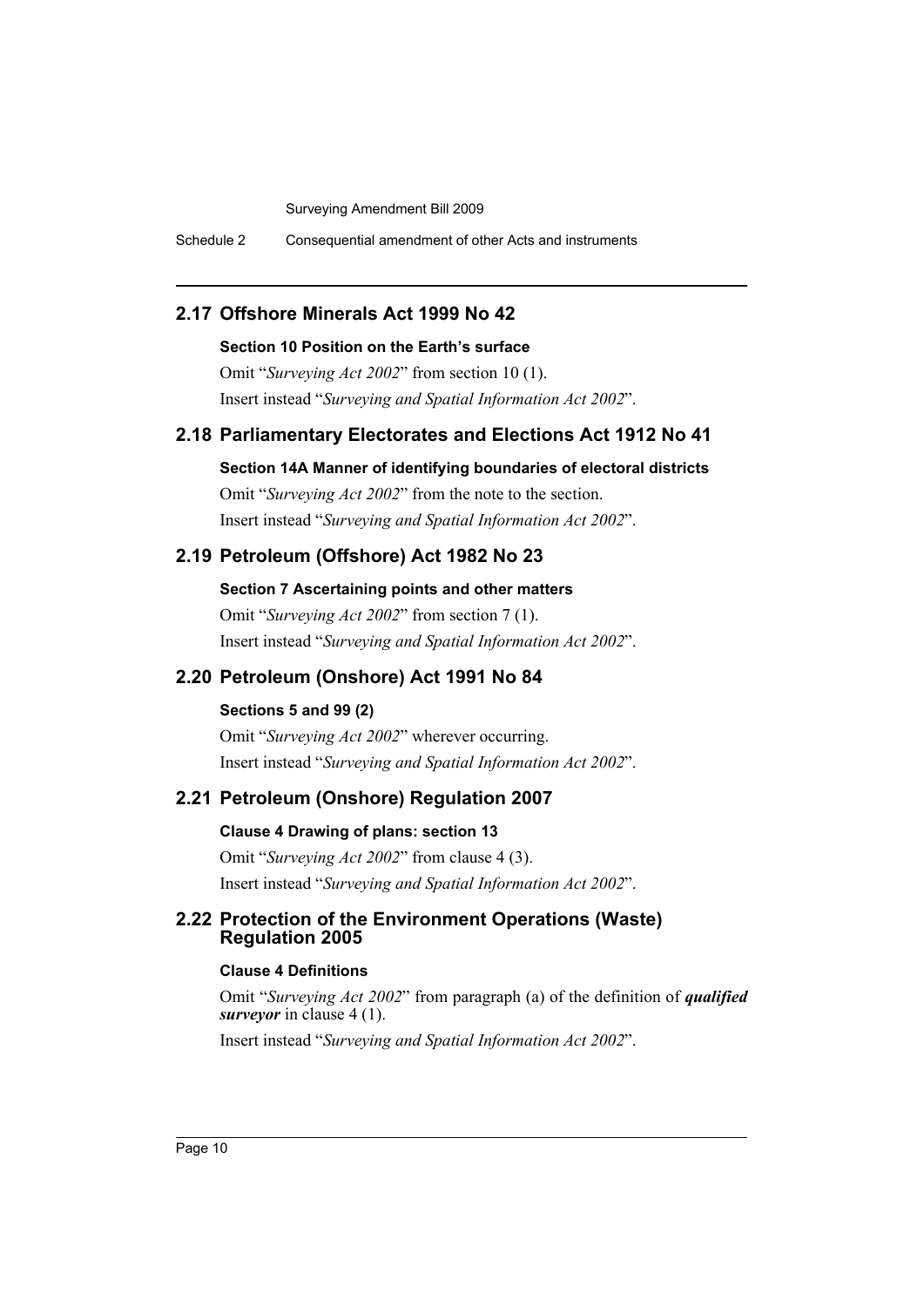## 2.17 Offshore Minerals Act 1999 No 42

### Section 10 Position on the Earth's surface

Omit "*Surveying Act 2002*" from section 10 (1).

Insert instead "*Surveying and Spatial Information Act 2002*".

## 2.18 Parliamentary Electorates and Elections Act 1912 No 41

### Section 14A Manner of identifying boundaries of electoral districts

Omit "*Surveying Act 2002*" from the note to the section.

Insert instead "*Surveying and Spatial Information Act 2002*".

## 2.19 Petroleum (Offshore) Act 1982 No 23

### Section 7 Ascertaining points and other matters

Omit "*Surveying Act 2002*" from section 7 (1).

Insert instead "*Surveying and Spatial Information Act 2002*".

## 2.20 Petroleum (Onshore) Act 1991 No 84

### Sections 5 and 99 (2)

Omit "*Surveying Act 2002*" wherever occurring.

Insert instead "*Surveying and Spatial Information Act 2002*".

## 2.21 Petroleum (Onshore) Regulation 2007

### Clause 4 Drawing of plans: section 13

Omit "*Surveying Act 2002*" from clause 4 (3).

Insert instead "*Surveying and Spatial Information Act 2002*".

## 2.22 Protection of the Environment Operations (Waste) Regulation 2005

### Clause 4 Definitions

Omit "*Surveying Act 2002*" from paragraph (a) of the definition of ***qualified surveyor*** in clause 4 (1).

Insert instead "*Surveying and Spatial Information Act 2002*".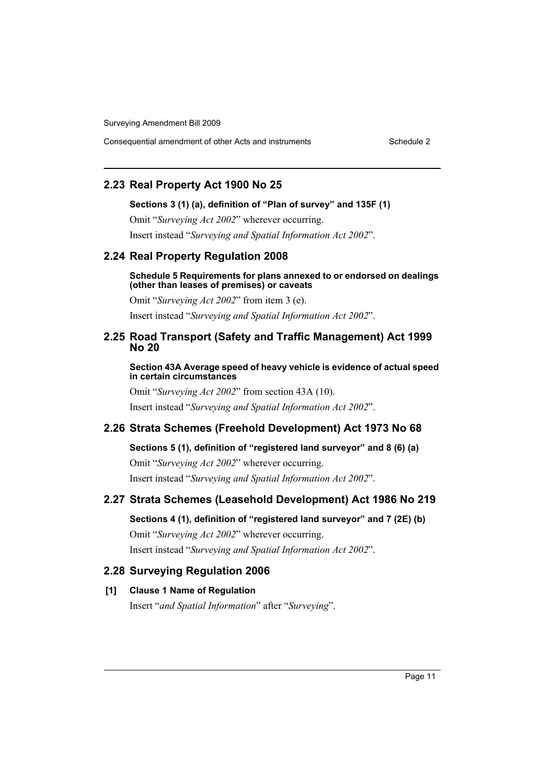## 2.23 Real Property Act 1900 No 25

**Sections 3 (1) (a), definition of "Plan of survey" and 135F (1)**

Omit "*Surveying Act 2002*" wherever occurring.

Insert instead "*Surveying and Spatial Information Act 2002*".

## 2.24 Real Property Regulation 2008

**Schedule 5 Requirements for plans annexed to or endorsed on dealings (other than leases of premises) or caveats**

Omit "*Surveying Act 2002*" from item 3 (e).

Insert instead "*Surveying and Spatial Information Act 2002*".

## 2.25 Road Transport (Safety and Traffic Management) Act 1999 No 20

**Section 43A Average speed of heavy vehicle is evidence of actual speed in certain circumstances**

Omit "*Surveying Act 2002*" from section 43A (10).

Insert instead "*Surveying and Spatial Information Act 2002*".

## 2.26 Strata Schemes (Freehold Development) Act 1973 No 68

**Sections 5 (1), definition of "registered land surveyor" and 8 (6) (a)**

Omit "*Surveying Act 2002*" wherever occurring.

Insert instead "*Surveying and Spatial Information Act 2002*".

## 2.27 Strata Schemes (Leasehold Development) Act 1986 No 219

**Sections 4 (1), definition of "registered land surveyor" and 7 (2E) (b)**

Omit "*Surveying Act 2002*" wherever occurring.

Insert instead "*Surveying and Spatial Information Act 2002*".

## 2.28 Surveying Regulation 2006

**[1] Clause 1 Name of Regulation**

Insert "*and Spatial Information*" after "*Surveying*".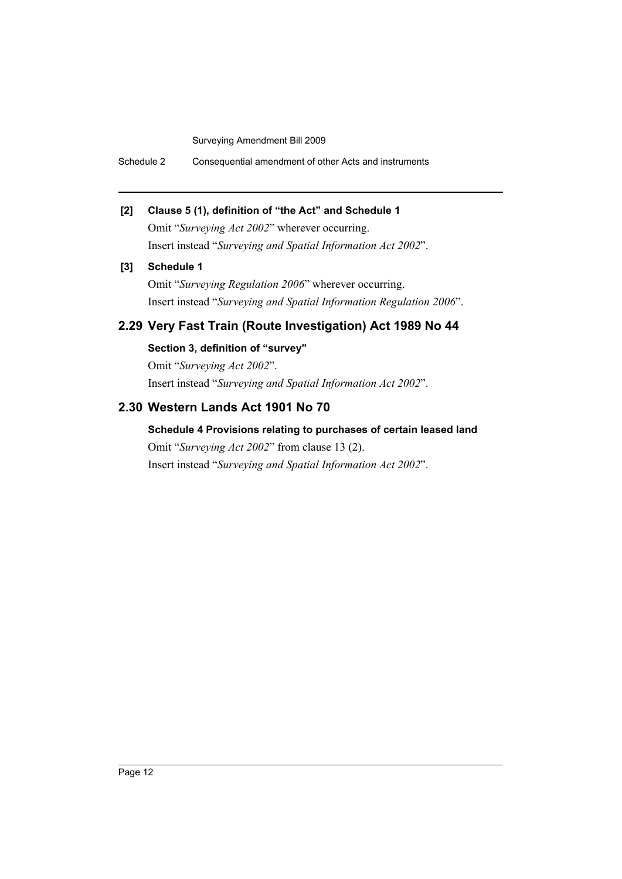**[2] Clause 5 (1), definition of "the Act" and Schedule 1**

Omit "*Surveying Act 2002*" wherever occurring.

Insert instead "*Surveying and Spatial Information Act 2002*".

**[3] Schedule 1**

Omit "*Surveying Regulation 2006*" wherever occurring.

Insert instead "*Surveying and Spatial Information Regulation 2006*".

## 2.29 Very Fast Train (Route Investigation) Act 1989 No 44

**Section 3, definition of "survey"**

Omit "*Surveying Act 2002*".

Insert instead "*Surveying and Spatial Information Act 2002*".

## 2.30 Western Lands Act 1901 No 70

**Schedule 4 Provisions relating to purchases of certain leased land**

Omit "*Surveying Act 2002*" from clause 13 (2).

Insert instead "*Surveying and Spatial Information Act 2002*".